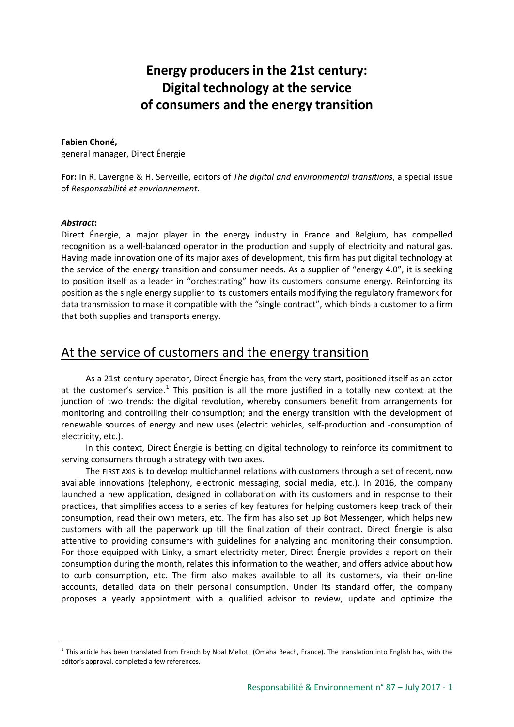# Energy producers in the 21st century: Digital technology at the service of consumers and the energy transition

**Fabien Choné,**
general manager, Direct Énergie

**For:** In R. Lavergne & H. Serveille, editors of *The digital and environmental transitions*, a special issue of *Responsabilité et envrionnement*.

***Abstract*:**
Direct Énergie, a major player in the energy industry in France and Belgium, has compelled recognition as a well-balanced operator in the production and supply of electricity and natural gas. Having made innovation one of its major axes of development, this firm has put digital technology at the service of the energy transition and consumer needs. As a supplier of "energy 4.0", it is seeking to position itself as a leader in "orchestrating" how its customers consume energy. Reinforcing its position as the single energy supplier to its customers entails modifying the regulatory framework for data transmission to make it compatible with the "single contract", which binds a customer to a firm that both supplies and transports energy.

## At the service of customers and the energy transition

As a 21st-century operator, Direct Énergie has, from the very start, positioned itself as an actor at the customer's service.[1] This position is all the more justified in a totally new context at the junction of two trends: the digital revolution, whereby consumers benefit from arrangements for monitoring and controlling their consumption; and the energy transition with the development of renewable sources of energy and new uses (electric vehicles, self-production and -consumption of electricity, etc.).

In this context, Direct Énergie is betting on digital technology to reinforce its commitment to serving consumers through a strategy with two axes.

The FIRST AXIS is to develop multichannel relations with customers through a set of recent, now available innovations (telephony, electronic messaging, social media, etc.). In 2016, the company launched a new application, designed in collaboration with its customers and in response to their practices, that simplifies access to a series of key features for helping customers keep track of their consumption, read their own meters, etc. The firm has also set up Bot Messenger, which helps new customers with all the paperwork up till the finalization of their contract. Direct Énergie is also attentive to providing consumers with guidelines for analyzing and monitoring their consumption. For those equipped with Linky, a smart electricity meter, Direct Énergie provides a report on their consumption during the month, relates this information to the weather, and offers advice about how to curb consumption, etc. The firm also makes available to all its customers, via their on-line accounts, detailed data on their personal consumption. Under its standard offer, the company proposes a yearly appointment with a qualified advisor to review, update and optimize the

[1] This article has been translated from French by Noal Mellott (Omaha Beach, France). The translation into English has, with the editor's approval, completed a few references.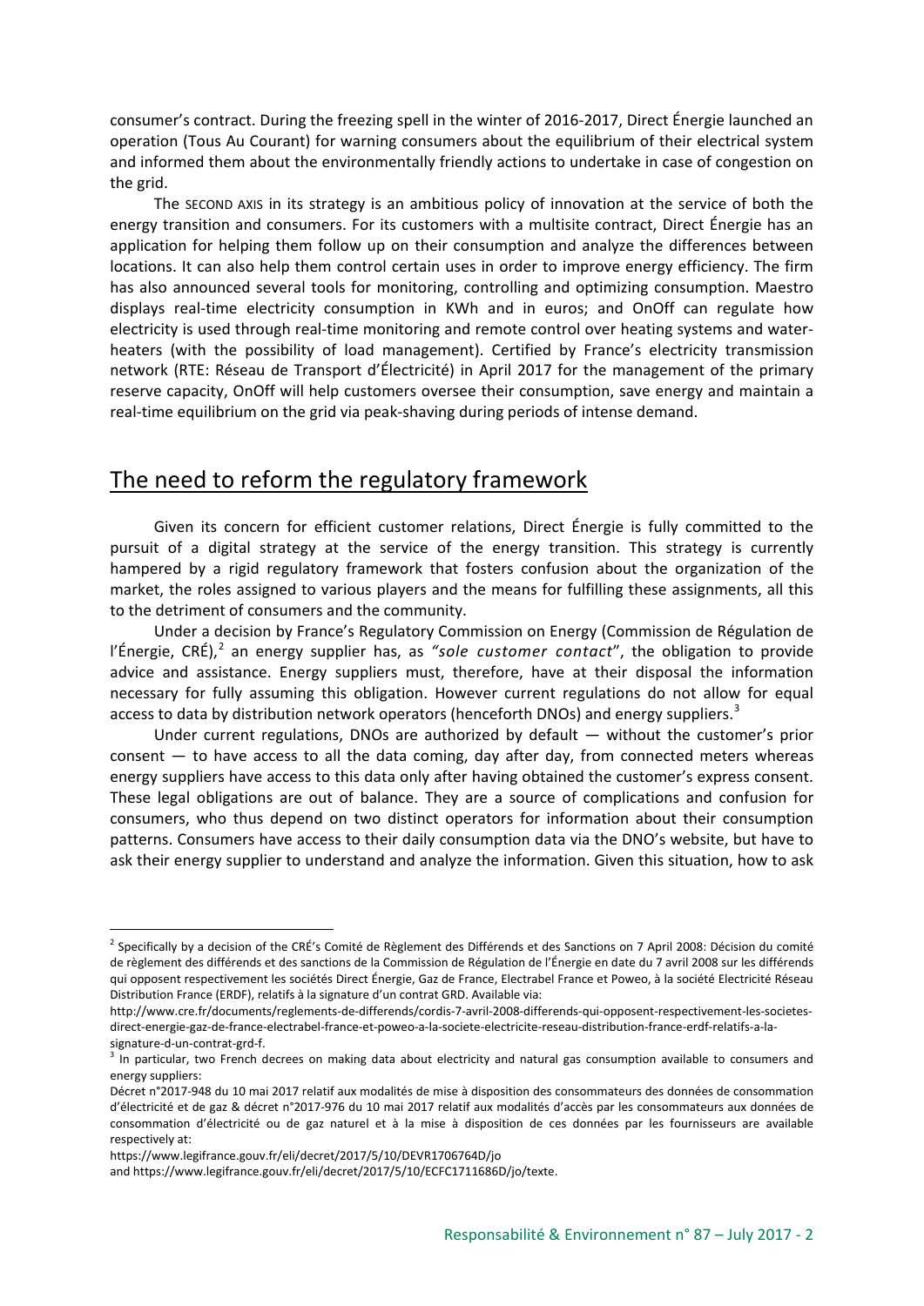consumer's contract. During the freezing spell in the winter of 2016-2017, Direct Énergie launched an operation (Tous Au Courant) for warning consumers about the equilibrium of their electrical system and informed them about the environmentally friendly actions to undertake in case of congestion on the grid.

The SECOND AXIS in its strategy is an ambitious policy of innovation at the service of both the energy transition and consumers. For its customers with a multisite contract, Direct Énergie has an application for helping them follow up on their consumption and analyze the differences between locations. It can also help them control certain uses in order to improve energy efficiency. The firm has also announced several tools for monitoring, controlling and optimizing consumption. Maestro displays real-time electricity consumption in KWh and in euros; and OnOff can regulate how electricity is used through real-time monitoring and remote control over heating systems and water-heaters (with the possibility of load management). Certified by France's electricity transmission network (RTE: Réseau de Transport d'Électricité) in April 2017 for the management of the primary reserve capacity, OnOff will help customers oversee their consumption, save energy and maintain a real-time equilibrium on the grid via peak-shaving during periods of intense demand.

## The need to reform the regulatory framework

Given its concern for efficient customer relations, Direct Énergie is fully committed to the pursuit of a digital strategy at the service of the energy transition. This strategy is currently hampered by a rigid regulatory framework that fosters confusion about the organization of the market, the roles assigned to various players and the means for fulfilling these assignments, all this to the detriment of consumers and the community.

Under a decision by France's Regulatory Commission on Energy (Commission de Régulation de l'Énergie, CRÉ),[2] an energy supplier has, as *"sole customer contact"*, the obligation to provide advice and assistance. Energy suppliers must, therefore, have at their disposal the information necessary for fully assuming this obligation. However current regulations do not allow for equal access to data by distribution network operators (henceforth DNOs) and energy suppliers.[3]

Under current regulations, DNOs are authorized by default — without the customer's prior consent — to have access to all the data coming, day after day, from connected meters whereas energy suppliers have access to this data only after having obtained the customer's express consent. These legal obligations are out of balance. They are a source of complications and confusion for consumers, who thus depend on two distinct operators for information about their consumption patterns. Consumers have access to their daily consumption data via the DNO's website, but have to ask their energy supplier to understand and analyze the information. Given this situation, how to ask

---

[2] Specifically by a decision of the CRÉ's Comité de Règlement des Différends et des Sanctions on 7 April 2008: Décision du comité de règlement des différends et des sanctions de la Commission de Régulation de l'Énergie en date du 7 avril 2008 sur les différends qui opposent respectivement les sociétés Direct Énergie, Gaz de France, Electrabel France et Poweo, à la société Electricité Réseau Distribution France (ERDF), relatifs à la signature d'un contrat GRD. Available via:
http://www.cre.fr/documents/reglements-de-differends/cordis-7-avril-2008-differends-qui-opposent-respectivement-les-societes-direct-energie-gaz-de-france-electrabel-france-et-poweo-a-la-societe-electricite-reseau-distribution-france-erdf-relatifs-a-la-signature-d-un-contrat-grd-f.

[3] In particular, two French decrees on making data about electricity and natural gas consumption available to consumers and energy suppliers:
Décret n°2017-948 du 10 mai 2017 relatif aux modalités de mise à disposition des consommateurs des données de consommation d'électricité et de gaz & décret n°2017-976 du 10 mai 2017 relatif aux modalités d'accès par les consommateurs aux données de consommation d'électricité ou de gaz naturel et à la mise à disposition de ces données par les fournisseurs are available respectively at:
https://www.legifrance.gouv.fr/eli/decret/2017/5/10/DEVR1706764D/jo
and https://www.legifrance.gouv.fr/eli/decret/2017/5/10/ECFC1711686D/jo/texte.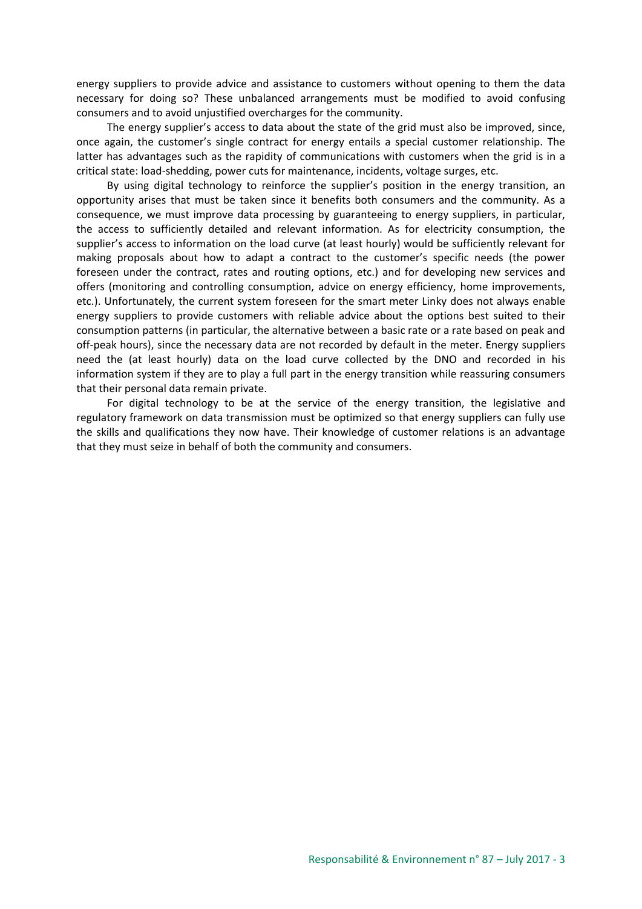energy suppliers to provide advice and assistance to customers without opening to them the data necessary for doing so? These unbalanced arrangements must be modified to avoid confusing consumers and to avoid unjustified overcharges for the community.

The energy supplier's access to data about the state of the grid must also be improved, since, once again, the customer's single contract for energy entails a special customer relationship. The latter has advantages such as the rapidity of communications with customers when the grid is in a critical state: load-shedding, power cuts for maintenance, incidents, voltage surges, etc.

By using digital technology to reinforce the supplier's position in the energy transition, an opportunity arises that must be taken since it benefits both consumers and the community. As a consequence, we must improve data processing by guaranteeing to energy suppliers, in particular, the access to sufficiently detailed and relevant information. As for electricity consumption, the supplier's access to information on the load curve (at least hourly) would be sufficiently relevant for making proposals about how to adapt a contract to the customer's specific needs (the power foreseen under the contract, rates and routing options, etc.) and for developing new services and offers (monitoring and controlling consumption, advice on energy efficiency, home improvements, etc.). Unfortunately, the current system foreseen for the smart meter Linky does not always enable energy suppliers to provide customers with reliable advice about the options best suited to their consumption patterns (in particular, the alternative between a basic rate or a rate based on peak and off-peak hours), since the necessary data are not recorded by default in the meter. Energy suppliers need the (at least hourly) data on the load curve collected by the DNO and recorded in his information system if they are to play a full part in the energy transition while reassuring consumers that their personal data remain private.

For digital technology to be at the service of the energy transition, the legislative and regulatory framework on data transmission must be optimized so that energy suppliers can fully use the skills and qualifications they now have. Their knowledge of customer relations is an advantage that they must seize in behalf of both the community and consumers.